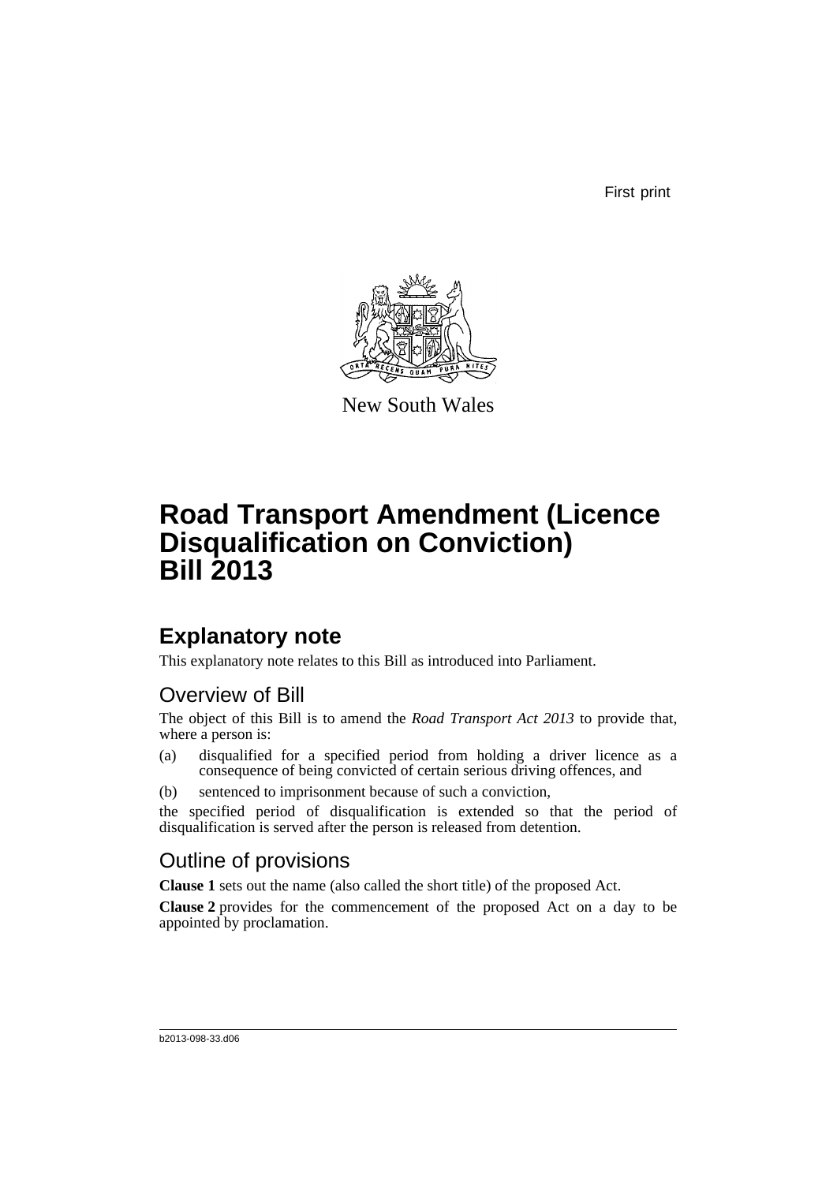First print

New South Wales

# Road Transport Amendment (Licence Disqualification on Conviction) Bill 2013

## Explanatory note

This explanatory note relates to this Bill as introduced into Parliament.

### Overview of Bill

The object of this Bill is to amend the *Road Transport Act 2013* to provide that, where a person is:

(a) disqualified for a specified period from holding a driver licence as a consequence of being convicted of certain serious driving offences, and

(b) sentenced to imprisonment because of such a conviction,

the specified period of disqualification is extended so that the period of disqualification is served after the person is released from detention.

### Outline of provisions

**Clause 1** sets out the name (also called the short title) of the proposed Act.

**Clause 2** provides for the commencement of the proposed Act on a day to be appointed by proclamation.

b2013-098-33.d06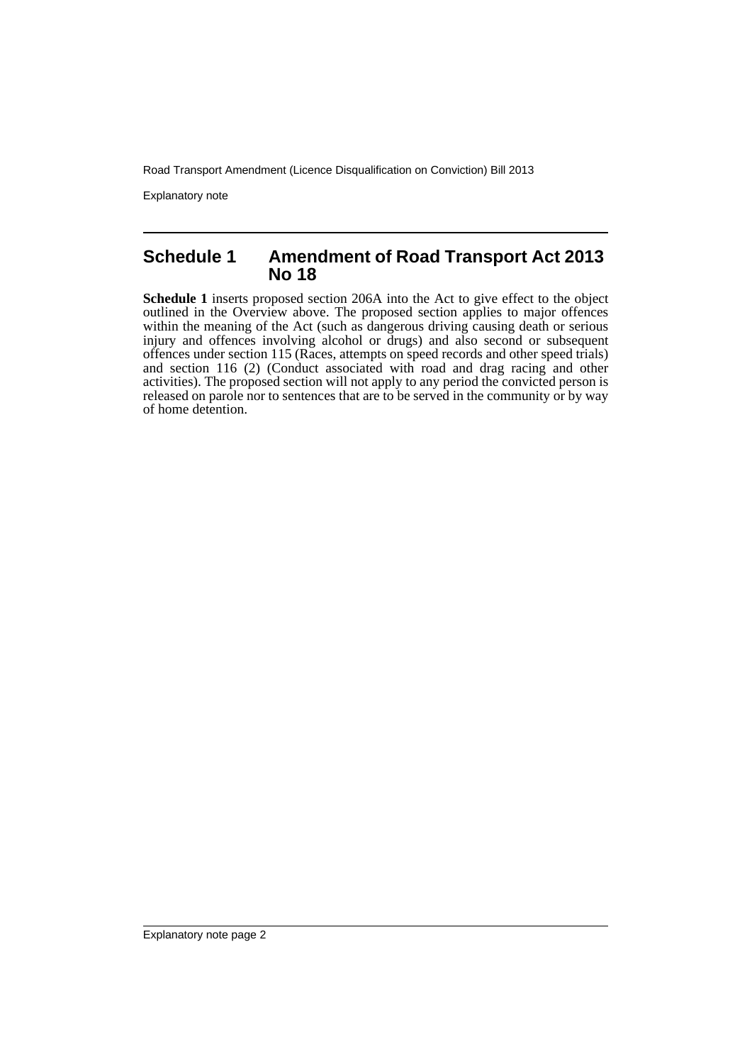## Schedule 1 Amendment of Road Transport Act 2013 No 18

**Schedule 1** inserts proposed section 206A into the Act to give effect to the object outlined in the Overview above. The proposed section applies to major offences within the meaning of the Act (such as dangerous driving causing death or serious injury and offences involving alcohol or drugs) and also second or subsequent offences under section 115 (Races, attempts on speed records and other speed trials) and section 116 (2) (Conduct associated with road and drag racing and other activities). The proposed section will not apply to any period the convicted person is released on parole nor to sentences that are to be served in the community or by way of home detention.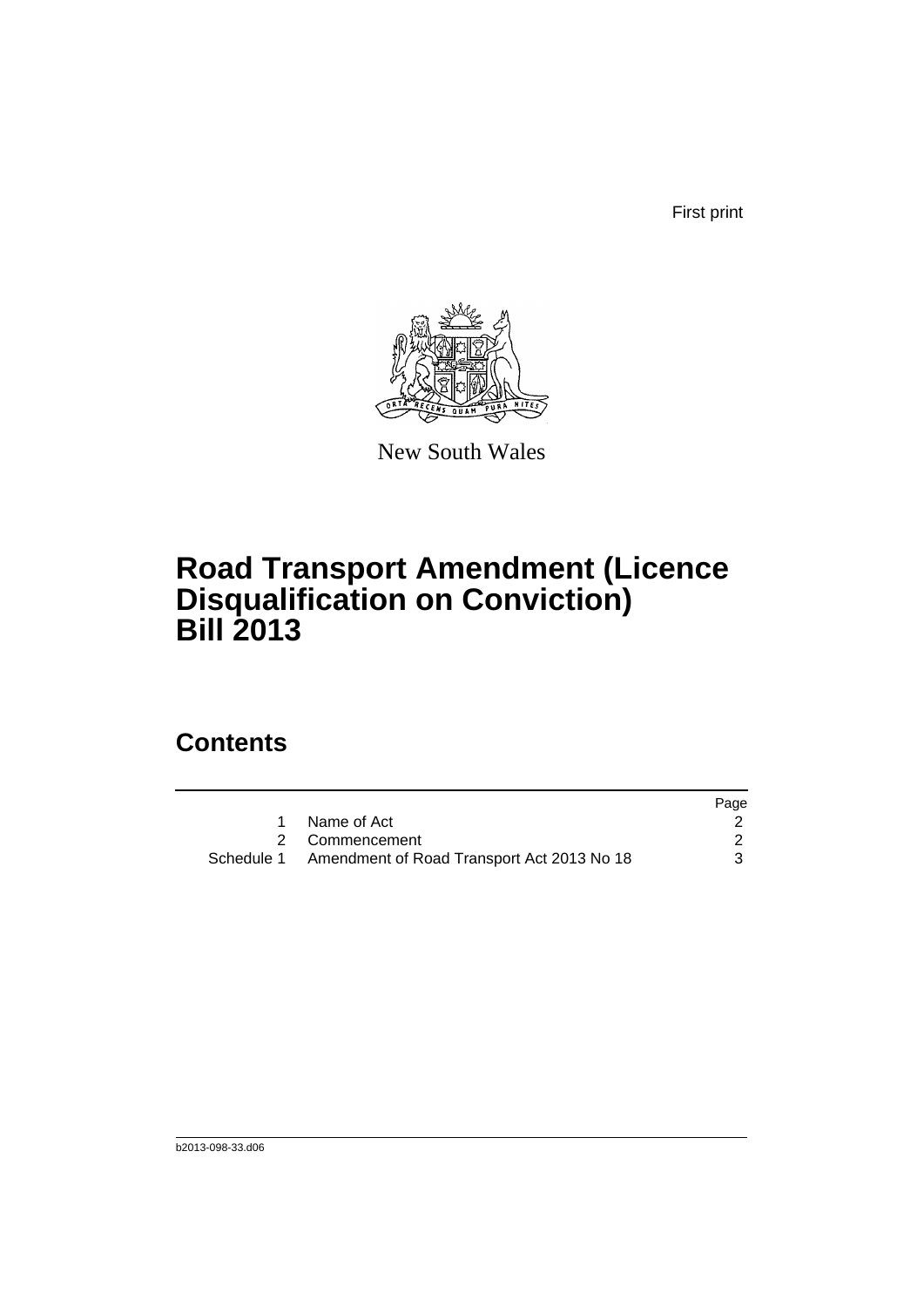First print

New South Wales

# Road Transport Amendment (Licence Disqualification on Conviction) Bill 2013

## Contents

| | | Page |
|---|---|---|
| 1 | Name of Act | 2 |
| 2 | Commencement | 2 |
| Schedule 1 | Amendment of Road Transport Act 2013 No 18 | 3 |

b2013-098-33.d06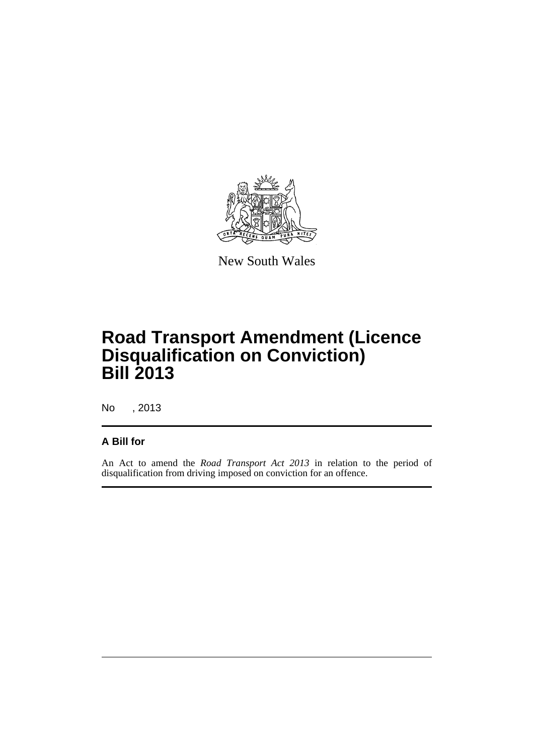New South Wales

# Road Transport Amendment (Licence Disqualification on Conviction) Bill 2013

No , 2013

## A Bill for

An Act to amend the *Road Transport Act 2013* in relation to the period of disqualification from driving imposed on conviction for an offence.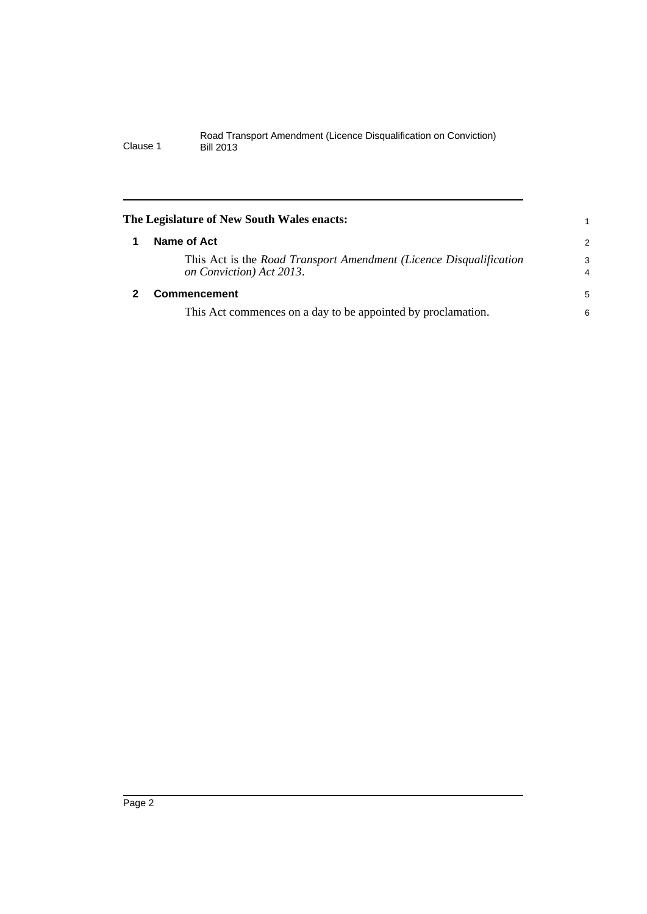**The Legislature of New South Wales enacts:**

## 1 Name of Act

This Act is the *Road Transport Amendment (Licence Disqualification on Conviction) Act 2013*.

## 2 Commencement

This Act commences on a day to be appointed by proclamation.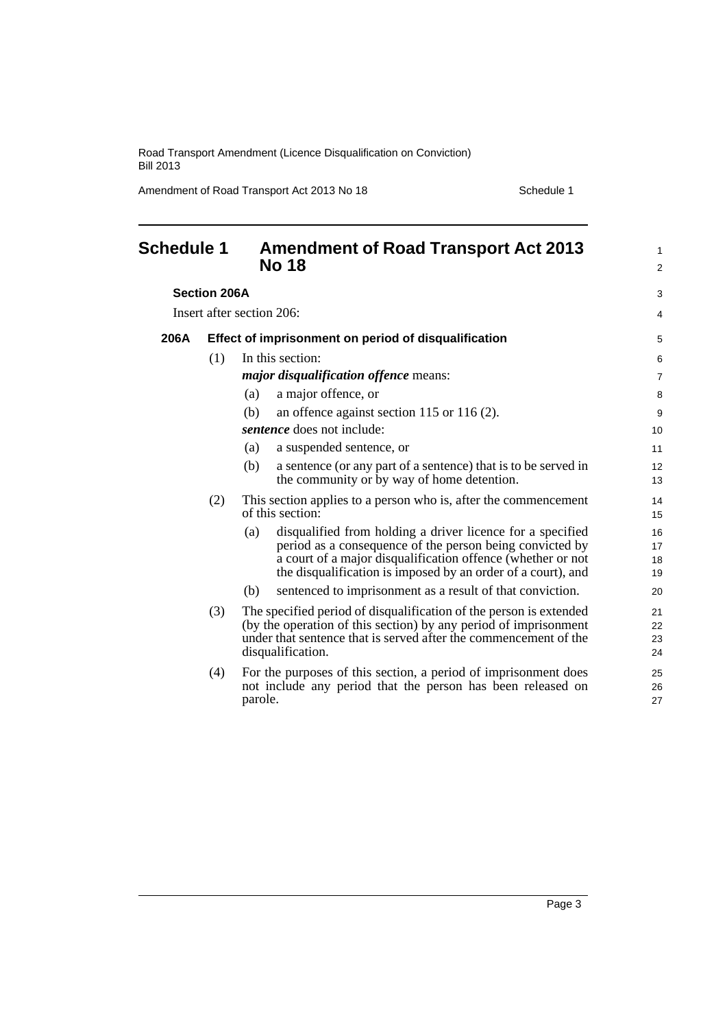# Schedule 1 Amendment of Road Transport Act 2013 No 18

**Section 206A**

Insert after section 206:

### 206A Effect of imprisonment on period of disqualification

(1) In this section:

***major disqualification offence*** means:

(a) a major offence, or

(b) an offence against section 115 or 116 (2).

***sentence*** does not include:

(a) a suspended sentence, or

(b) a sentence (or any part of a sentence) that is to be served in the community or by way of home detention.

(2) This section applies to a person who is, after the commencement of this section:

(a) disqualified from holding a driver licence for a specified period as a consequence of the person being convicted by a court of a major disqualification offence (whether or not the disqualification is imposed by an order of a court), and

(b) sentenced to imprisonment as a result of that conviction.

(3) The specified period of disqualification of the person is extended (by the operation of this section) by any period of imprisonment under that sentence that is served after the commencement of the disqualification.

(4) For the purposes of this section, a period of imprisonment does not include any period that the person has been released on parole.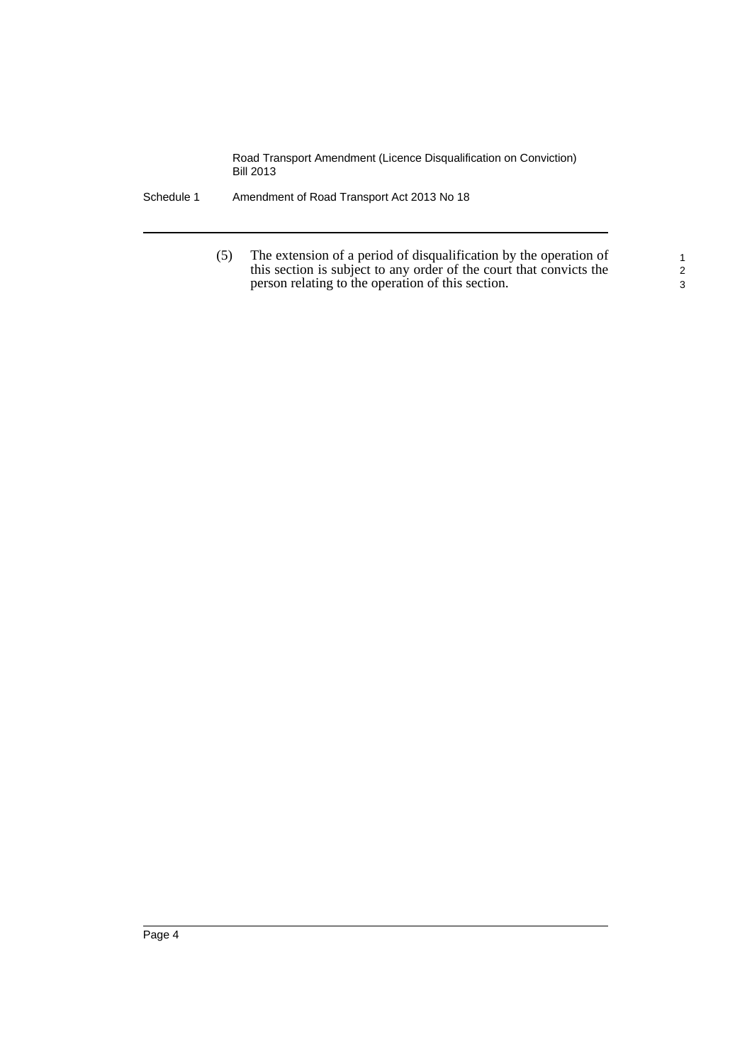(5) The extension of a period of disqualification by the operation of this section is subject to any order of the court that convicts the person relating to the operation of this section.